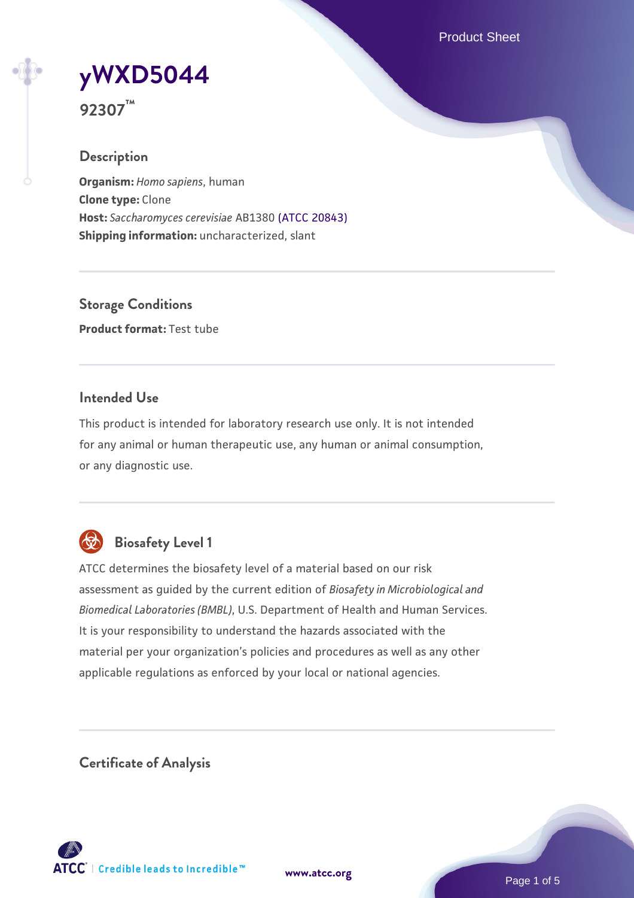# yWXD5044

**92307™**

## Description

**Organism:** *Homo sapiens*, human
**Clone type:** Clone
**Host:** *Saccharomyces cerevisiae* AB1380 (ATCC 20843)
**Shipping information:** uncharacterized, slant

## Storage Conditions

**Product format:** Test tube

## Intended Use

This product is intended for laboratory research use only. It is not intended for any animal or human therapeutic use, any human or animal consumption, or any diagnostic use.

## Biosafety Level 1

ATCC determines the biosafety level of a material based on our risk assessment as guided by the current edition of *Biosafety in Microbiological and Biomedical Laboratories (BMBL)*, U.S. Department of Health and Human Services. It is your responsibility to understand the hazards associated with the material per your organization's policies and procedures as well as any other applicable regulations as enforced by your local or national agencies.

## Certificate of Analysis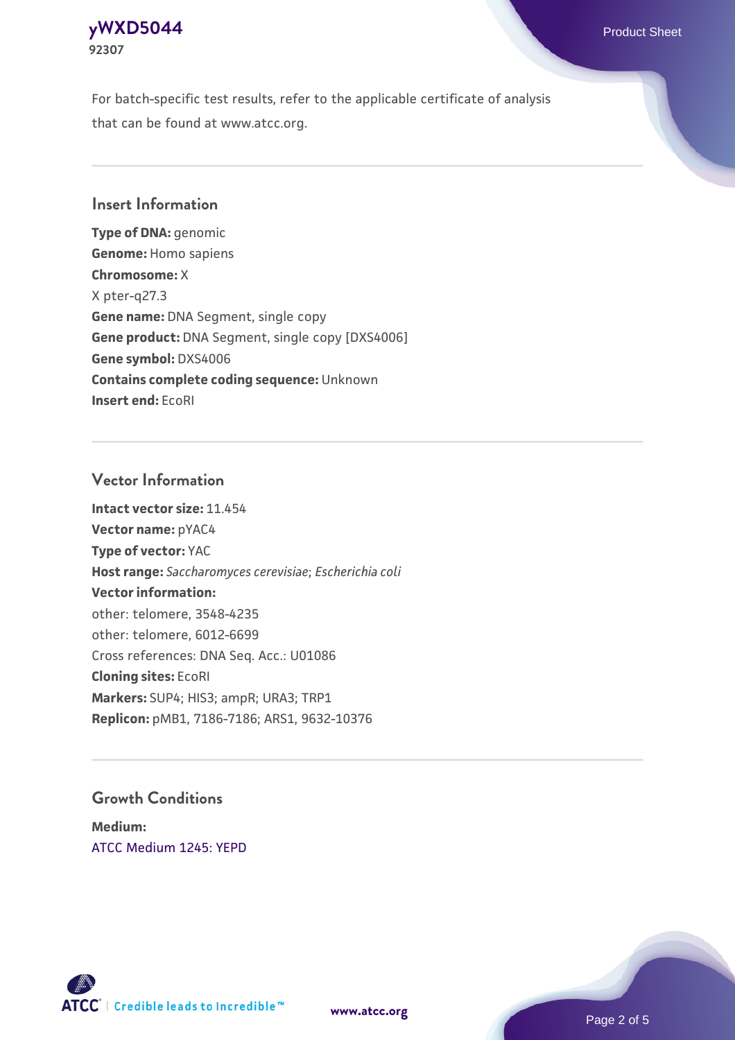For batch-specific test results, refer to the applicable certificate of analysis that can be found at www.atcc.org.

## Insert Information

**Type of DNA:** genomic
**Genome:** Homo sapiens
**Chromosome:** X
X pter-q27.3
**Gene name:** DNA Segment, single copy
**Gene product:** DNA Segment, single copy [DXS4006]
**Gene symbol:** DXS4006
**Contains complete coding sequence:** Unknown
**Insert end:** EcoRI

## Vector Information

**Intact vector size:** 11.454
**Vector name:** pYAC4
**Type of vector:** YAC
**Host range:** *Saccharomyces cerevisiae*; *Escherichia coli*
**Vector information:**
other: telomere, 3548-4235
other: telomere, 6012-6699
Cross references: DNA Seq. Acc.: U01086
**Cloning sites:** EcoRI
**Markers:** SUP4; HIS3; ampR; URA3; TRP1
**Replicon:** pMB1, 7186-7186; ARS1, 9632-10376

## Growth Conditions

**Medium:**
ATCC Medium 1245: YEPD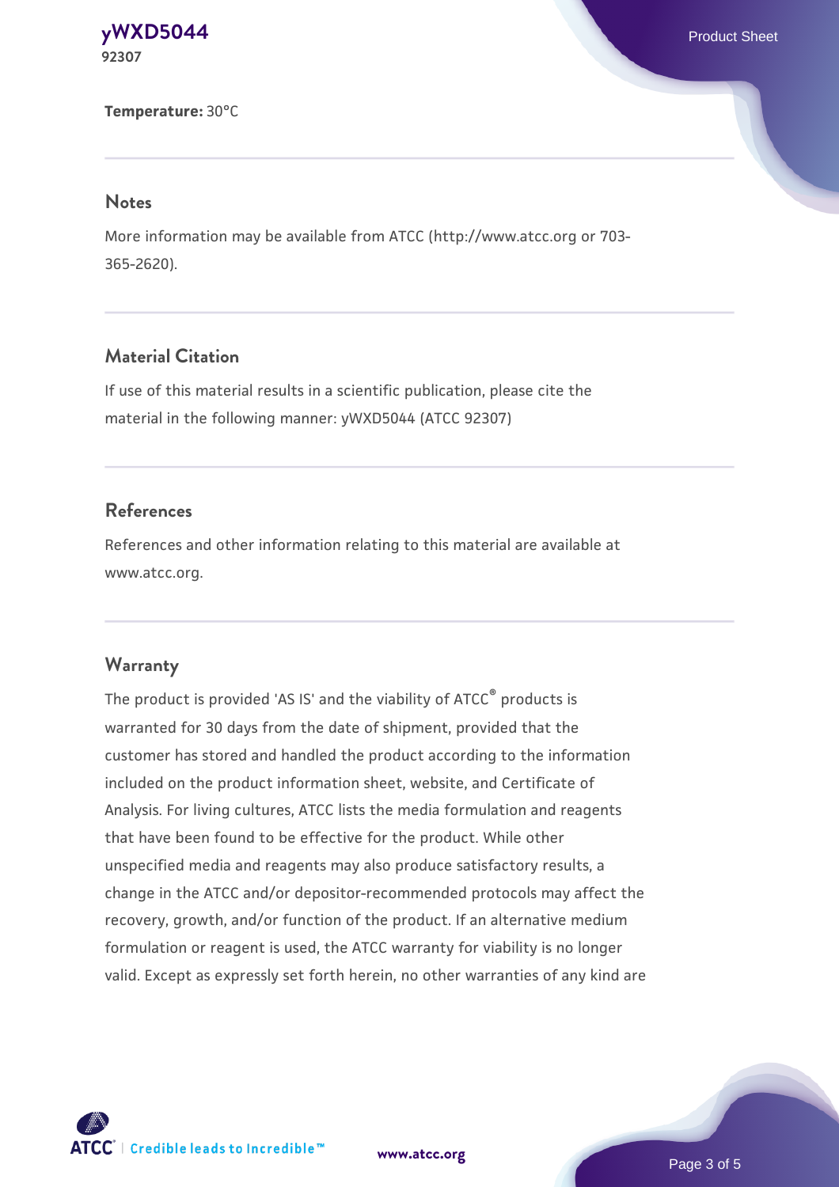**Temperature:** 30°C

## Notes

More information may be available from ATCC (http://www.atcc.org or 703-365-2620).

## Material Citation

If use of this material results in a scientific publication, please cite the material in the following manner: yWXD5044 (ATCC 92307)

## References

References and other information relating to this material are available at www.atcc.org.

## Warranty

The product is provided 'AS IS' and the viability of ATCC® products is warranted for 30 days from the date of shipment, provided that the customer has stored and handled the product according to the information included on the product information sheet, website, and Certificate of Analysis. For living cultures, ATCC lists the media formulation and reagents that have been found to be effective for the product. While other unspecified media and reagents may also produce satisfactory results, a change in the ATCC and/or depositor-recommended protocols may affect the recovery, growth, and/or function of the product. If an alternative medium formulation or reagent is used, the ATCC warranty for viability is no longer valid. Except as expressly set forth herein, no other warranties of any kind are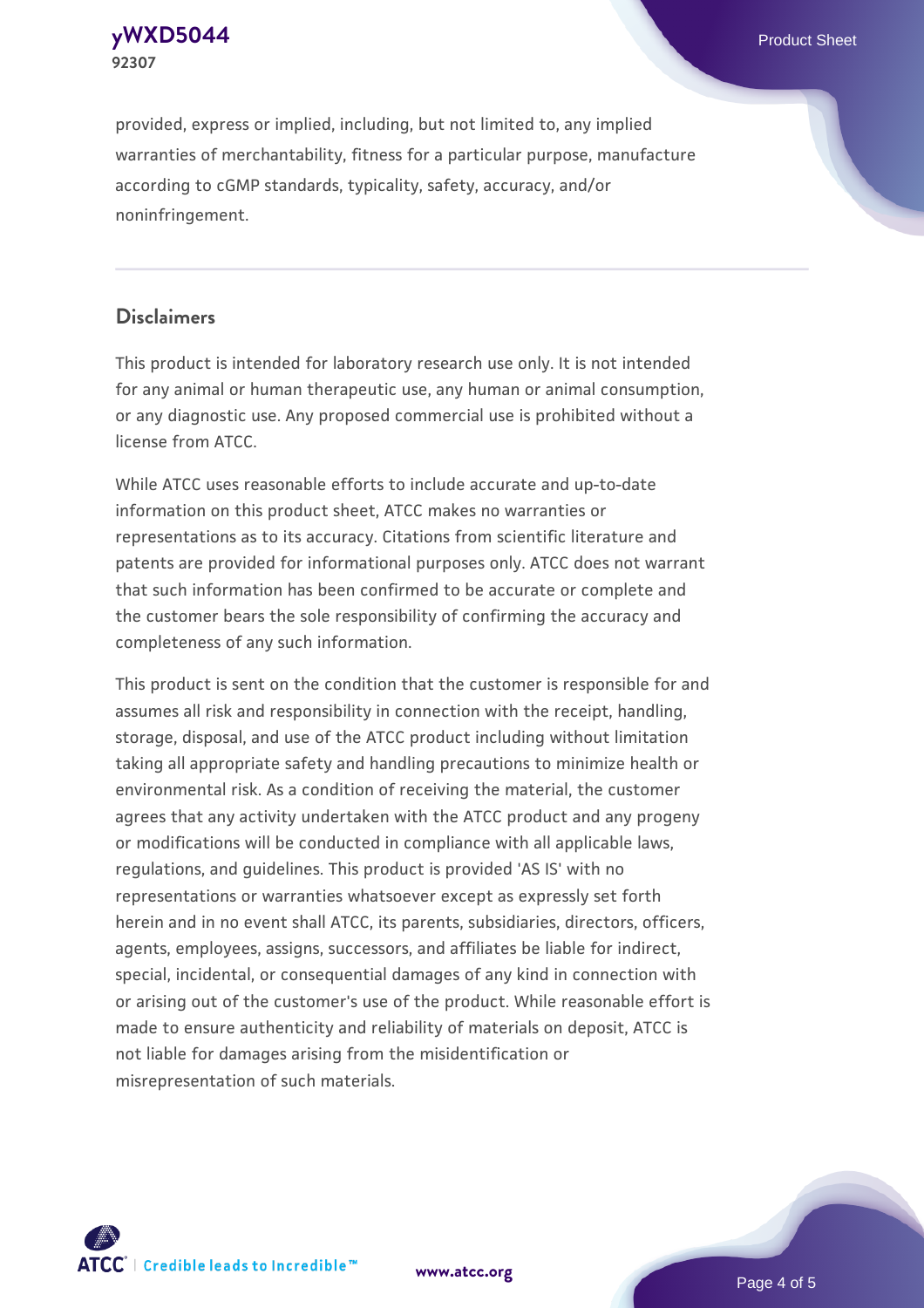provided, express or implied, including, but not limited to, any implied warranties of merchantability, fitness for a particular purpose, manufacture according to cGMP standards, typicality, safety, accuracy, and/or noninfringement.

## Disclaimers

This product is intended for laboratory research use only. It is not intended for any animal or human therapeutic use, any human or animal consumption, or any diagnostic use. Any proposed commercial use is prohibited without a license from ATCC.

While ATCC uses reasonable efforts to include accurate and up-to-date information on this product sheet, ATCC makes no warranties or representations as to its accuracy. Citations from scientific literature and patents are provided for informational purposes only. ATCC does not warrant that such information has been confirmed to be accurate or complete and the customer bears the sole responsibility of confirming the accuracy and completeness of any such information.

This product is sent on the condition that the customer is responsible for and assumes all risk and responsibility in connection with the receipt, handling, storage, disposal, and use of the ATCC product including without limitation taking all appropriate safety and handling precautions to minimize health or environmental risk. As a condition of receiving the material, the customer agrees that any activity undertaken with the ATCC product and any progeny or modifications will be conducted in compliance with all applicable laws, regulations, and guidelines. This product is provided 'AS IS' with no representations or warranties whatsoever except as expressly set forth herein and in no event shall ATCC, its parents, subsidiaries, directors, officers, agents, employees, assigns, successors, and affiliates be liable for indirect, special, incidental, or consequential damages of any kind in connection with or arising out of the customer's use of the product. While reasonable effort is made to ensure authenticity and reliability of materials on deposit, ATCC is not liable for damages arising from the misidentification or misrepresentation of such materials.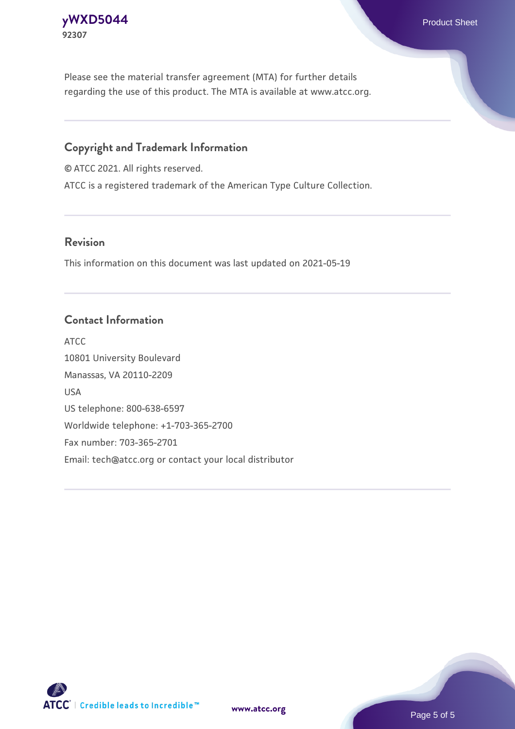Please see the material transfer agreement (MTA) for further details regarding the use of this product. The MTA is available at www.atcc.org.

## Copyright and Trademark Information

© ATCC 2021. All rights reserved.

ATCC is a registered trademark of the American Type Culture Collection.

## Revision

This information on this document was last updated on 2021-05-19

## Contact Information

ATCC

10801 University Boulevard

Manassas, VA 20110-2209

USA

US telephone: 800-638-6597

Worldwide telephone: +1-703-365-2700

Fax number: 703-365-2701

Email: tech@atcc.org or contact your local distributor